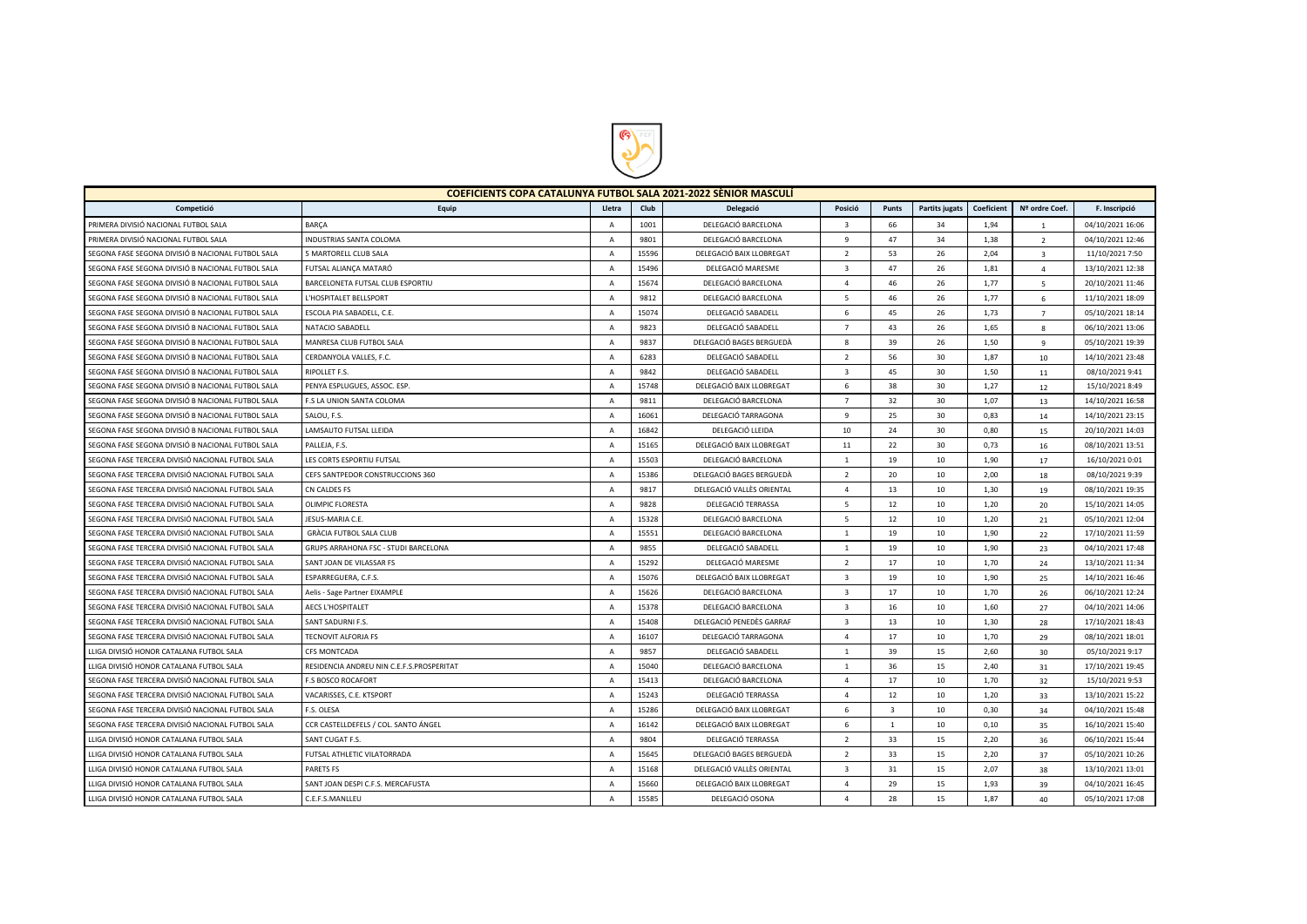| COEFICIENTS COPA CATALUNYA FUTBOL SALA 2021-2022 SÈNIOR MASCULÍ | | | | | | | | | | |
|---|---|---|---|---|---|---|---|---|---|---|
| Competició | Equip | Lletra | Club | Delegació | Posició | Punts | Partits jugats | Coeficient | Nº ordre Coef. | F. Inscripció |
| PRIMERA DIVISIÓ NACIONAL FUTBOL SALA | BARÇA | A | 1001 | DELEGACIÓ BARCELONA | 3 | 66 | 34 | 1,94 | 1 | 04/10/2021 16:06 |
| PRIMERA DIVISIÓ NACIONAL FUTBOL SALA | INDUSTRIAS SANTA COLOMA | A | 9801 | DELEGACIÓ BARCELONA | 9 | 47 | 34 | 1,38 | 2 | 04/10/2021 12:46 |
| SEGONA FASE SEGONA DIVISIÓ B NACIONAL FUTBOL SALA | 5 MARTORELL CLUB SALA | A | 15596 | DELEGACIÓ BAIX LLOBREGAT | 2 | 53 | 26 | 2,04 | 3 | 11/10/2021 7:50 |
| SEGONA FASE SEGONA DIVISIÓ B NACIONAL FUTBOL SALA | FUTSAL ALIANÇA MATARÓ | A | 15496 | DELEGACIÓ MARESME | 3 | 47 | 26 | 1,81 | 4 | 13/10/2021 12:38 |
| SEGONA FASE SEGONA DIVISIÓ B NACIONAL FUTBOL SALA | BARCELONETA FUTSAL CLUB ESPORTIU | A | 15674 | DELEGACIÓ BARCELONA | 4 | 46 | 26 | 1,77 | 5 | 20/10/2021 11:46 |
| SEGONA FASE SEGONA DIVISIÓ B NACIONAL FUTBOL SALA | L'HOSPITALET BELLSPORT | A | 9812 | DELEGACIÓ BARCELONA | 5 | 46 | 26 | 1,77 | 6 | 11/10/2021 18:09 |
| SEGONA FASE SEGONA DIVISIÓ B NACIONAL FUTBOL SALA | ESCOLA PIA SABADELL, C.E. | A | 15074 | DELEGACIÓ SABADELL | 6 | 45 | 26 | 1,73 | 7 | 05/10/2021 18:14 |
| SEGONA FASE SEGONA DIVISIÓ B NACIONAL FUTBOL SALA | NATACIO SABADELL | A | 9823 | DELEGACIÓ SABADELL | 7 | 43 | 26 | 1,65 | 8 | 06/10/2021 13:06 |
| SEGONA FASE SEGONA DIVISIÓ B NACIONAL FUTBOL SALA | MANRESA CLUB FUTBOL SALA | A | 9837 | DELEGACIÓ BAGES BERGUEDÀ | 8 | 39 | 26 | 1,50 | 9 | 05/10/2021 19:39 |
| SEGONA FASE SEGONA DIVISIÓ B NACIONAL FUTBOL SALA | CERDANYOLA VALLES, F.C. | A | 6283 | DELEGACIÓ SABADELL | 2 | 56 | 30 | 1,87 | 10 | 14/10/2021 23:48 |
| SEGONA FASE SEGONA DIVISIÓ B NACIONAL FUTBOL SALA | RIPOLLET F.S. | A | 9842 | DELEGACIÓ SABADELL | 3 | 45 | 30 | 1,50 | 11 | 08/10/2021 9:41 |
| SEGONA FASE SEGONA DIVISIÓ B NACIONAL FUTBOL SALA | PENYA ESPLUGUES, ASSOC. ESP. | A | 15748 | DELEGACIÓ BAIX LLOBREGAT | 6 | 38 | 30 | 1,27 | 12 | 15/10/2021 8:49 |
| SEGONA FASE SEGONA DIVISIÓ B NACIONAL FUTBOL SALA | F.S LA UNION SANTA COLOMA | A | 9811 | DELEGACIÓ BARCELONA | 7 | 32 | 30 | 1,07 | 13 | 14/10/2021 16:58 |
| SEGONA FASE SEGONA DIVISIÓ B NACIONAL FUTBOL SALA | SALOU, F.S. | A | 16061 | DELEGACIÓ TARRAGONA | 9 | 25 | 30 | 0,83 | 14 | 14/10/2021 23:15 |
| SEGONA FASE SEGONA DIVISIÓ B NACIONAL FUTBOL SALA | LAMSAUTO FUTSAL LLEIDA | A | 16842 | DELEGACIÓ LLEIDA | 10 | 24 | 30 | 0,80 | 15 | 20/10/2021 14:03 |
| SEGONA FASE SEGONA DIVISIÓ B NACIONAL FUTBOL SALA | PALLEJA, F.S. | A | 15165 | DELEGACIÓ BAIX LLOBREGAT | 11 | 22 | 30 | 0,73 | 16 | 08/10/2021 13:51 |
| SEGONA FASE TERCERA DIVISIÓ NACIONAL FUTBOL SALA | LES CORTS ESPORTIU FUTSAL | A | 15503 | DELEGACIÓ BARCELONA | 1 | 19 | 10 | 1,90 | 17 | 16/10/2021 0:01 |
| SEGONA FASE TERCERA DIVISIÓ NACIONAL FUTBOL SALA | CEFS SANTPEDOR CONSTRUCCIONS 360 | A | 15386 | DELEGACIÓ BAGES BERGUEDÀ | 2 | 20 | 10 | 2,00 | 18 | 08/10/2021 9:39 |
| SEGONA FASE TERCERA DIVISIÓ NACIONAL FUTBOL SALA | CN CALDES FS | A | 9817 | DELEGACIÓ VALLÈS ORIENTAL | 4 | 13 | 10 | 1,30 | 19 | 08/10/2021 19:35 |
| SEGONA FASE TERCERA DIVISIÓ NACIONAL FUTBOL SALA | OLIMPIC FLORESTA | A | 9828 | DELEGACIÓ TERRASSA | 5 | 12 | 10 | 1,20 | 20 | 15/10/2021 14:05 |
| SEGONA FASE TERCERA DIVISIÓ NACIONAL FUTBOL SALA | JESUS-MARIA C.E. | A | 15328 | DELEGACIÓ BARCELONA | 5 | 12 | 10 | 1,20 | 21 | 05/10/2021 12:04 |
| SEGONA FASE TERCERA DIVISIÓ NACIONAL FUTBOL SALA | GRÀCIA FUTBOL SALA CLUB | A | 15551 | DELEGACIÓ BARCELONA | 1 | 19 | 10 | 1,90 | 22 | 17/10/2021 11:59 |
| SEGONA FASE TERCERA DIVISIÓ NACIONAL FUTBOL SALA | GRUPS ARRAHONA FSC - STUDI BARCELONA | A | 9855 | DELEGACIÓ SABADELL | 1 | 19 | 10 | 1,90 | 23 | 04/10/2021 17:48 |
| SEGONA FASE TERCERA DIVISIÓ NACIONAL FUTBOL SALA | SANT JOAN DE VILASSAR FS | A | 15292 | DELEGACIÓ MARESME | 2 | 17 | 10 | 1,70 | 24 | 13/10/2021 11:34 |
| SEGONA FASE TERCERA DIVISIÓ NACIONAL FUTBOL SALA | ESPARREGUERA, C.F.S. | A | 15076 | DELEGACIÓ BAIX LLOBREGAT | 3 | 19 | 10 | 1,90 | 25 | 14/10/2021 16:46 |
| SEGONA FASE TERCERA DIVISIÓ NACIONAL FUTBOL SALA | Aelis - Sage Partner EIXAMPLE | A | 15626 | DELEGACIÓ BARCELONA | 3 | 17 | 10 | 1,70 | 26 | 06/10/2021 12:24 |
| SEGONA FASE TERCERA DIVISIÓ NACIONAL FUTBOL SALA | AECS L'HOSPITALET | A | 15378 | DELEGACIÓ BARCELONA | 3 | 16 | 10 | 1,60 | 27 | 04/10/2021 14:06 |
| SEGONA FASE TERCERA DIVISIÓ NACIONAL FUTBOL SALA | SANT SADURNI F.S. | A | 15408 | DELEGACIÓ PENEDÈS GARRAF | 3 | 13 | 10 | 1,30 | 28 | 17/10/2021 18:43 |
| SEGONA FASE TERCERA DIVISIÓ NACIONAL FUTBOL SALA | TECNOVIT ALFORJA FS | A | 16107 | DELEGACIÓ TARRAGONA | 4 | 17 | 10 | 1,70 | 29 | 08/10/2021 18:01 |
| LLIGA DIVISIÓ HONOR CATALANA FUTBOL SALA | CFS MONTCADA | A | 9857 | DELEGACIÓ SABADELL | 1 | 39 | 15 | 2,60 | 30 | 05/10/2021 9:17 |
| LLIGA DIVISIÓ HONOR CATALANA FUTBOL SALA | RESIDENCIA ANDREU NIN C.E.F.S.PROSPERITAT | A | 15040 | DELEGACIÓ BARCELONA | 1 | 36 | 15 | 2,40 | 31 | 17/10/2021 19:45 |
| SEGONA FASE TERCERA DIVISIÓ NACIONAL FUTBOL SALA | F.S BOSCO ROCAFORT | A | 15413 | DELEGACIÓ BARCELONA | 4 | 17 | 10 | 1,70 | 32 | 15/10/2021 9:53 |
| SEGONA FASE TERCERA DIVISIÓ NACIONAL FUTBOL SALA | VACARISSES, C.E. KTSPORT | A | 15243 | DELEGACIÓ TERRASSA | 4 | 12 | 10 | 1,20 | 33 | 13/10/2021 15:22 |
| SEGONA FASE TERCERA DIVISIÓ NACIONAL FUTBOL SALA | F.S. OLESA | A | 15286 | DELEGACIÓ BAIX LLOBREGAT | 6 | 3 | 10 | 0,30 | 34 | 04/10/2021 15:48 |
| SEGONA FASE TERCERA DIVISIÓ NACIONAL FUTBOL SALA | CCR CASTELLDEFELS / COL. SANTO ÁNGEL | A | 16142 | DELEGACIÓ BAIX LLOBREGAT | 6 | 1 | 10 | 0,10 | 35 | 16/10/2021 15:40 |
| LLIGA DIVISIÓ HONOR CATALANA FUTBOL SALA | SANT CUGAT F.S. | A | 9804 | DELEGACIÓ TERRASSA | 2 | 33 | 15 | 2,20 | 36 | 06/10/2021 15:44 |
| LLIGA DIVISIÓ HONOR CATALANA FUTBOL SALA | FUTSAL ATHLETIC VILATORRADA | A | 15645 | DELEGACIÓ BAGES BERGUEDÀ | 2 | 33 | 15 | 2,20 | 37 | 05/10/2021 10:26 |
| LLIGA DIVISIÓ HONOR CATALANA FUTBOL SALA | PARETS FS | A | 15168 | DELEGACIÓ VALLÈS ORIENTAL | 3 | 31 | 15 | 2,07 | 38 | 13/10/2021 13:01 |
| LLIGA DIVISIÓ HONOR CATALANA FUTBOL SALA | SANT JOAN DESPI C.F.S. MERCAFUSTA | A | 15660 | DELEGACIÓ BAIX LLOBREGAT | 4 | 29 | 15 | 1,93 | 39 | 04/10/2021 16:45 |
| LLIGA DIVISIÓ HONOR CATALANA FUTBOL SALA | C.E.F.S.MANLLEU | A | 15585 | DELEGACIÓ OSONA | 4 | 28 | 15 | 1,87 | 40 | 05/10/2021 17:08 |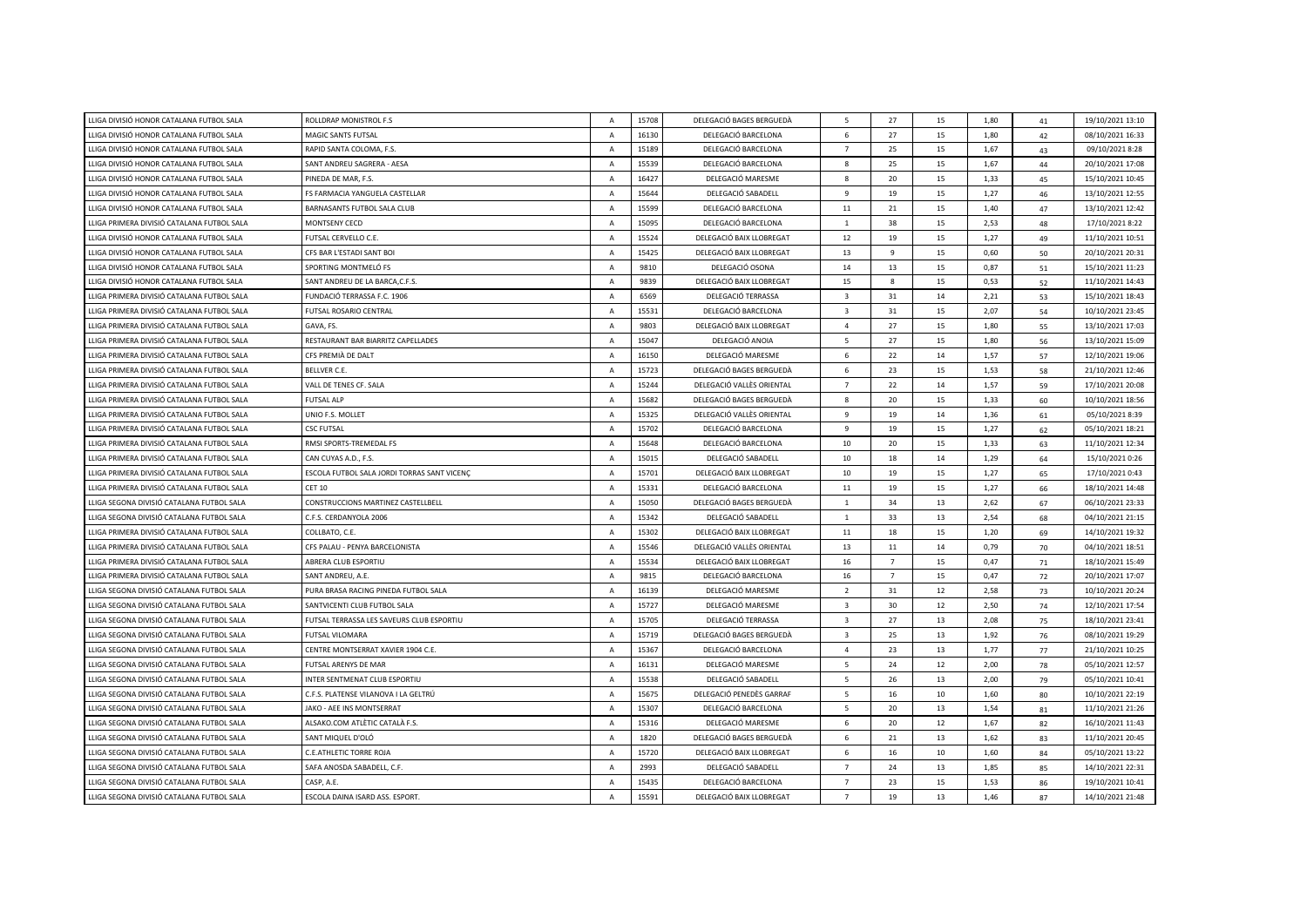| | | | | | | | | | | |
|---|---|---|---|---|---|---|---|---|---|---|
| LLIGA DIVISIÓ HONOR CATALANA FUTBOL SALA | ROLLDRAP MONISTROL F.S | A | 15708 | DELEGACIÓ BAGES BERGUEDÀ | 5 | 27 | 15 | 1,80 | 41 | 19/10/2021 13:10 |
| LLIGA DIVISIÓ HONOR CATALANA FUTBOL SALA | MAGIC SANTS FUTSAL | A | 16130 | DELEGACIÓ BARCELONA | 6 | 27 | 15 | 1,80 | 42 | 08/10/2021 16:33 |
| LLIGA DIVISIÓ HONOR CATALANA FUTBOL SALA | RAPID SANTA COLOMA, F.S. | A | 15189 | DELEGACIÓ BARCELONA | 7 | 25 | 15 | 1,67 | 43 | 09/10/2021 8:28 |
| LLIGA DIVISIÓ HONOR CATALANA FUTBOL SALA | SANT ANDREU SAGRERA - AESA | A | 15539 | DELEGACIÓ BARCELONA | 8 | 25 | 15 | 1,67 | 44 | 20/10/2021 17:08 |
| LLIGA DIVISIÓ HONOR CATALANA FUTBOL SALA | PINEDA DE MAR, F.S. | A | 16427 | DELEGACIÓ MARESME | 8 | 20 | 15 | 1,33 | 45 | 15/10/2021 10:45 |
| LLIGA DIVISIÓ HONOR CATALANA FUTBOL SALA | FS FARMACIA YANGUELA CASTELLAR | A | 15644 | DELEGACIÓ SABADELL | 9 | 19 | 15 | 1,27 | 46 | 13/10/2021 12:55 |
| LLIGA DIVISIÓ HONOR CATALANA FUTBOL SALA | BARNASANTS FUTBOL SALA CLUB | A | 15599 | DELEGACIÓ BARCELONA | 11 | 21 | 15 | 1,40 | 47 | 13/10/2021 12:42 |
| LLIGA PRIMERA DIVISIÓ CATALANA FUTBOL SALA | MONTSENY CECD | A | 15095 | DELEGACIÓ BARCELONA | 1 | 38 | 15 | 2,53 | 48 | 17/10/2021 8:22 |
| LLIGA DIVISIÓ HONOR CATALANA FUTBOL SALA | FUTSAL CERVELLO C.E. | A | 15524 | DELEGACIÓ BAIX LLOBREGAT | 12 | 19 | 15 | 1,27 | 49 | 11/10/2021 10:51 |
| LLIGA DIVISIÓ HONOR CATALANA FUTBOL SALA | CFS BAR L'ESTADI SANT BOI | A | 15425 | DELEGACIÓ BAIX LLOBREGAT | 13 | 9 | 15 | 0,60 | 50 | 20/10/2021 20:31 |
| LLIGA DIVISIÓ HONOR CATALANA FUTBOL SALA | SPORTING MONTMELÓ FS | A | 9810 | DELEGACIÓ OSONA | 14 | 13 | 15 | 0,87 | 51 | 15/10/2021 11:23 |
| LLIGA DIVISIÓ HONOR CATALANA FUTBOL SALA | SANT ANDREU DE LA BARCA,C.F.S. | A | 9839 | DELEGACIÓ BAIX LLOBREGAT | 15 | 8 | 15 | 0,53 | 52 | 11/10/2021 14:43 |
| LLIGA PRIMERA DIVISIÓ CATALANA FUTBOL SALA | FUNDACIÓ TERRASSA F.C. 1906 | A | 6569 | DELEGACIÓ TERRASSA | 3 | 31 | 14 | 2,21 | 53 | 15/10/2021 18:43 |
| LLIGA PRIMERA DIVISIÓ CATALANA FUTBOL SALA | FUTSAL ROSARIO CENTRAL | A | 15531 | DELEGACIÓ BARCELONA | 3 | 31 | 15 | 2,07 | 54 | 10/10/2021 23:45 |
| LLIGA PRIMERA DIVISIÓ CATALANA FUTBOL SALA | GAVA, FS. | A | 9803 | DELEGACIÓ BAIX LLOBREGAT | 4 | 27 | 15 | 1,80 | 55 | 13/10/2021 17:03 |
| LLIGA PRIMERA DIVISIÓ CATALANA FUTBOL SALA | RESTAURANT BAR BIARRITZ CAPELLADES | A | 15047 | DELEGACIÓ ANOIA | 5 | 27 | 15 | 1,80 | 56 | 13/10/2021 15:09 |
| LLIGA PRIMERA DIVISIÓ CATALANA FUTBOL SALA | CFS PREMIÀ DE DALT | A | 16150 | DELEGACIÓ MARESME | 6 | 22 | 14 | 1,57 | 57 | 12/10/2021 19:06 |
| LLIGA PRIMERA DIVISIÓ CATALANA FUTBOL SALA | BELLVER C.E. | A | 15723 | DELEGACIÓ BAGES BERGUEDÀ | 6 | 23 | 15 | 1,53 | 58 | 21/10/2021 12:46 |
| LLIGA PRIMERA DIVISIÓ CATALANA FUTBOL SALA | VALL DE TENES CF. SALA | A | 15244 | DELEGACIÓ VALLÈS ORIENTAL | 7 | 22 | 14 | 1,57 | 59 | 17/10/2021 20:08 |
| LLIGA PRIMERA DIVISIÓ CATALANA FUTBOL SALA | FUTSAL ALP | A | 15682 | DELEGACIÓ BAGES BERGUEDÀ | 8 | 20 | 15 | 1,33 | 60 | 10/10/2021 18:56 |
| LLIGA PRIMERA DIVISIÓ CATALANA FUTBOL SALA | UNIO F.S. MOLLET | A | 15325 | DELEGACIÓ VALLÈS ORIENTAL | 9 | 19 | 14 | 1,36 | 61 | 05/10/2021 8:39 |
| LLIGA PRIMERA DIVISIÓ CATALANA FUTBOL SALA | CSC FUTSAL | A | 15702 | DELEGACIÓ BARCELONA | 9 | 19 | 15 | 1,27 | 62 | 05/10/2021 18:21 |
| LLIGA PRIMERA DIVISIÓ CATALANA FUTBOL SALA | RMSI SPORTS-TREMEDAL FS | A | 15648 | DELEGACIÓ BARCELONA | 10 | 20 | 15 | 1,33 | 63 | 11/10/2021 12:34 |
| LLIGA PRIMERA DIVISIÓ CATALANA FUTBOL SALA | CAN CUYAS A.D., F.S. | A | 15015 | DELEGACIÓ SABADELL | 10 | 18 | 14 | 1,29 | 64 | 15/10/2021 0:26 |
| LLIGA PRIMERA DIVISIÓ CATALANA FUTBOL SALA | ESCOLA FUTBOL SALA JORDI TORRAS SANT VICENÇ | A | 15701 | DELEGACIÓ BAIX LLOBREGAT | 10 | 19 | 15 | 1,27 | 65 | 17/10/2021 0:43 |
| LLIGA PRIMERA DIVISIÓ CATALANA FUTBOL SALA | CET 10 | A | 15331 | DELEGACIÓ BARCELONA | 11 | 19 | 15 | 1,27 | 66 | 18/10/2021 14:48 |
| LLIGA SEGONA DIVISIÓ CATALANA FUTBOL SALA | CONSTRUCCIONS MARTINEZ CASTELLBELL | A | 15050 | DELEGACIÓ BAGES BERGUEDÀ | 1 | 34 | 13 | 2,62 | 67 | 06/10/2021 23:33 |
| LLIGA SEGONA DIVISIÓ CATALANA FUTBOL SALA | C.F.S. CERDANYOLA 2006 | A | 15342 | DELEGACIÓ SABADELL | 1 | 33 | 13 | 2,54 | 68 | 04/10/2021 21:15 |
| LLIGA PRIMERA DIVISIÓ CATALANA FUTBOL SALA | COLLBATO, C.E. | A | 15302 | DELEGACIÓ BAIX LLOBREGAT | 11 | 18 | 15 | 1,20 | 69 | 14/10/2021 19:32 |
| LLIGA PRIMERA DIVISIÓ CATALANA FUTBOL SALA | CFS PALAU - PENYA BARCELONISTA | A | 15546 | DELEGACIÓ VALLÈS ORIENTAL | 13 | 11 | 14 | 0,79 | 70 | 04/10/2021 18:51 |
| LLIGA PRIMERA DIVISIÓ CATALANA FUTBOL SALA | ABRERA CLUB ESPORTIU | A | 15534 | DELEGACIÓ BAIX LLOBREGAT | 16 | 7 | 15 | 0,47 | 71 | 18/10/2021 15:49 |
| LLIGA PRIMERA DIVISIÓ CATALANA FUTBOL SALA | SANT ANDREU, A.E. | A | 9815 | DELEGACIÓ BARCELONA | 16 | 7 | 15 | 0,47 | 72 | 20/10/2021 17:07 |
| LLIGA SEGONA DIVISIÓ CATALANA FUTBOL SALA | PURA BRASA RACING PINEDA FUTBOL SALA | A | 16139 | DELEGACIÓ MARESME | 2 | 31 | 12 | 2,58 | 73 | 10/10/2021 20:24 |
| LLIGA SEGONA DIVISIÓ CATALANA FUTBOL SALA | SANTVICENTI CLUB FUTBOL SALA | A | 15727 | DELEGACIÓ MARESME | 3 | 30 | 12 | 2,50 | 74 | 12/10/2021 17:54 |
| LLIGA SEGONA DIVISIÓ CATALANA FUTBOL SALA | FUTSAL TERRASSA LES SAVEURS CLUB ESPORTIU | A | 15705 | DELEGACIÓ TERRASSA | 3 | 27 | 13 | 2,08 | 75 | 18/10/2021 23:41 |
| LLIGA SEGONA DIVISIÓ CATALANA FUTBOL SALA | FUTSAL VILOMARA | A | 15719 | DELEGACIÓ BAGES BERGUEDÀ | 3 | 25 | 13 | 1,92 | 76 | 08/10/2021 19:29 |
| LLIGA SEGONA DIVISIÓ CATALANA FUTBOL SALA | CENTRE MONTSERRAT XAVIER 1904 C.E. | A | 15367 | DELEGACIÓ BARCELONA | 4 | 23 | 13 | 1,77 | 77 | 21/10/2021 10:25 |
| LLIGA SEGONA DIVISIÓ CATALANA FUTBOL SALA | FUTSAL ARENYS DE MAR | A | 16131 | DELEGACIÓ MARESME | 5 | 24 | 12 | 2,00 | 78 | 05/10/2021 12:57 |
| LLIGA SEGONA DIVISIÓ CATALANA FUTBOL SALA | INTER SENTMENAT CLUB ESPORTIU | A | 15538 | DELEGACIÓ SABADELL | 5 | 26 | 13 | 2,00 | 79 | 05/10/2021 10:41 |
| LLIGA SEGONA DIVISIÓ CATALANA FUTBOL SALA | C.F.S. PLATENSE VILANOVA I LA GELTRÚ | A | 15675 | DELEGACIÓ PENEDÈS GARRAF | 5 | 16 | 10 | 1,60 | 80 | 10/10/2021 22:19 |
| LLIGA SEGONA DIVISIÓ CATALANA FUTBOL SALA | JAKO - AEE INS MONTSERRAT | A | 15307 | DELEGACIÓ BARCELONA | 5 | 20 | 13 | 1,54 | 81 | 11/10/2021 21:26 |
| LLIGA SEGONA DIVISIÓ CATALANA FUTBOL SALA | ALSAKO.COM ATLÈTIC CATALÀ F.S. | A | 15316 | DELEGACIÓ MARESME | 6 | 20 | 12 | 1,67 | 82 | 16/10/2021 11:43 |
| LLIGA SEGONA DIVISIÓ CATALANA FUTBOL SALA | SANT MIQUEL D'OLÓ | A | 1820 | DELEGACIÓ BAGES BERGUEDÀ | 6 | 21 | 13 | 1,62 | 83 | 11/10/2021 20:45 |
| LLIGA SEGONA DIVISIÓ CATALANA FUTBOL SALA | C.E.ATHLETIC TORRE ROJA | A | 15720 | DELEGACIÓ BAIX LLOBREGAT | 6 | 16 | 10 | 1,60 | 84 | 05/10/2021 13:22 |
| LLIGA SEGONA DIVISIÓ CATALANA FUTBOL SALA | SAFA ANOSDA SABADELL, C.F. | A | 2993 | DELEGACIÓ SABADELL | 7 | 24 | 13 | 1,85 | 85 | 14/10/2021 22:31 |
| LLIGA SEGONA DIVISIÓ CATALANA FUTBOL SALA | CASP, A.E. | A | 15435 | DELEGACIÓ BARCELONA | 7 | 23 | 15 | 1,53 | 86 | 19/10/2021 10:41 |
| LLIGA SEGONA DIVISIÓ CATALANA FUTBOL SALA | ESCOLA DAINA ISARD ASS. ESPORT. | A | 15591 | DELEGACIÓ BAIX LLOBREGAT | 7 | 19 | 13 | 1,46 | 87 | 14/10/2021 21:48 |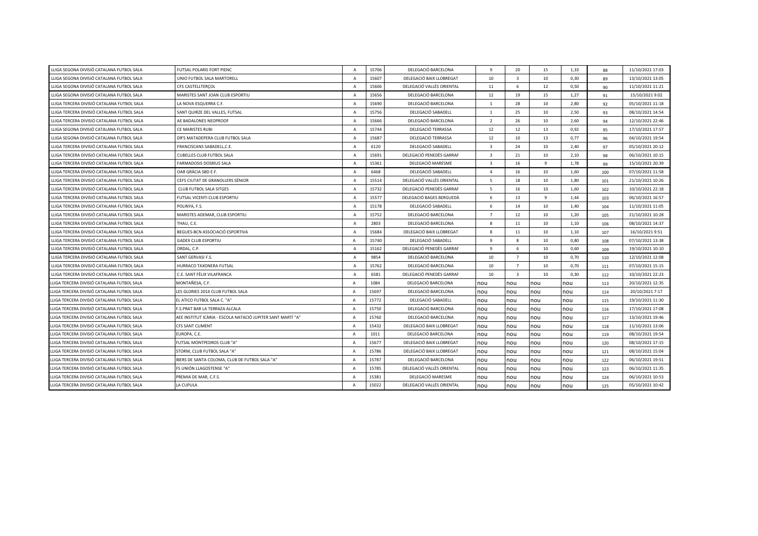| | | | | | | | | | | |
|---|---|---|---|---|---|---|---|---|---|---|
| LLIGA SEGONA DIVISIÓ CATALANA FUTBOL SALA | FUTSAL POLARIS FORT PIENC | A | 15706 | DELEGACIÓ BARCELONA | 9 | 20 | 15 | 1,33 | 88 | 11/10/2021 17:03 |
| LLIGA SEGONA DIVISIÓ CATALANA FUTBOL SALA | UNIO FUTBOL SALA MARTORELL | A | 15607 | DELEGACIÓ BAIX LLOBREGAT | 10 | 3 | 10 | 0,30 | 89 | 13/10/2021 13:05 |
| LLIGA SEGONA DIVISIÓ CATALANA FUTBOL SALA | CFS CASTELLTERÇOL | A | 15606 | DELEGACIÓ VALLÈS ORIENTAL | 11 | 6 | 12 | 0,50 | 90 | 11/10/2021 11:21 |
| LLIGA SEGONA DIVISIÓ CATALANA FUTBOL SALA | MARISTES SANT JOAN CLUB ESPORTIU | A | 15656 | DELEGACIÓ BARCELONA | 12 | 19 | 15 | 1,27 | 91 | 15/10/2021 9:02 |
| LLIGA TERCERA DIVISIÓ CATALANA FUTBOL SALA | LA NOVA ESQUERRA C.F. | A | 15690 | DELEGACIÓ BARCELONA | 1 | 28 | 10 | 2,80 | 92 | 05/10/2021 11:18 |
| LLIGA TERCERA DIVISIÓ CATALANA FUTBOL SALA | SANT QUIRZE DEL VALLES, FUTSAL | A | 15756 | DELEGACIÓ SABADELL | 1 | 25 | 10 | 2,50 | 93 | 08/10/2021 14:54 |
| LLIGA TERCERA DIVISIÓ CATALANA FUTBOL SALA | AE BADALONES NEOPROOF | A | 15666 | DELEGACIÓ BARCELONA | 2 | 26 | 10 | 2,60 | 94 | 12/10/2021 22:46 |
| LLIGA SEGONA DIVISIÓ CATALANA FUTBOL SALA | CE MARISTES RUBI | A | 15744 | DELEGACIÓ TERRASSA | 12 | 12 | 13 | 0,92 | 95 | 17/10/2021 17:57 |
| LLIGA SEGONA DIVISIÓ CATALANA FUTBOL SALA | DR'S MATADEPERA CLUB FUTBOL SALA | A | 15687 | DELEGACIÓ TERRASSA | 12 | 10 | 13 | 0,77 | 96 | 04/10/2021 19:54 |
| LLIGA TERCERA DIVISIÓ CATALANA FUTBOL SALA | FRANCISCANS SABADELL,C.E. | A | 6120 | DELEGACIÓ SABADELL | 3 | 24 | 10 | 2,40 | 97 | 05/10/2021 20:12 |
| LLIGA TERCERA DIVISIÓ CATALANA FUTBOL SALA | CUBELLES CLUB FUTBOL SALA | A | 15691 | DELEGACIÓ PENEDÈS GARRAF | 3 | 21 | 10 | 2,10 | 98 | 06/10/2021 10:15 |
| LLIGA TERCERA DIVISIÓ CATALANA FUTBOL SALA | FARMADOSIS DOSRIUS SALA | A | 15361 | DELEGACIÓ MARESME | 3 | 16 | 9 | 1,78 | 99 | 15/10/2021 20:39 |
| LLIGA TERCERA DIVISIÓ CATALANA FUTBOL SALA | OAR GRÀCIA SBD E.F. | A | 6468 | DELEGACIÓ SABADELL | 4 | 16 | 10 | 1,60 | 100 | 07/10/2021 11:58 |
| LLIGA TERCERA DIVISIÓ CATALANA FUTBOL SALA | CEFS CIUTAT DE GRANOLLERS SÉNIOR | A | 15514 | DELEGACIÓ VALLÈS ORIENTAL | 5 | 18 | 10 | 1,80 | 101 | 21/10/2021 10:26 |
| LLIGA TERCERA DIVISIÓ CATALANA FUTBOL SALA | CLUB FUTBOL SALA SITGES | A | 15732 | DELEGACIÓ PENEDÈS GARRAF | 5 | 16 | 10 | 1,60 | 102 | 10/10/2021 22:18 |
| LLIGA TERCERA DIVISIÓ CATALANA FUTBOL SALA | FUTSAL VICENTI CLUB ESPORTIU | A | 15577 | DELEGACIÓ BAGES BERGUEDÀ | 6 | 13 | 9 | 1,44 | 103 | 06/10/2021 16:57 |
| LLIGA TERCERA DIVISIÓ CATALANA FUTBOL SALA | POLINYA, F.S. | A | 15178 | DELEGACIÓ SABADELL | 6 | 14 | 10 | 1,40 | 104 | 11/10/2021 11:05 |
| LLIGA TERCERA DIVISIÓ CATALANA FUTBOL SALA | MARISTES ADEMAR, CLUB ESPORTIU | A | 15752 | DELEGACIÓ BARCELONA | 7 | 12 | 10 | 1,20 | 105 | 21/10/2021 10:28 |
| LLIGA TERCERA DIVISIÓ CATALANA FUTBOL SALA | THAU, C.E. | A | 2803 | DELEGACIÓ BARCELONA | 8 | 11 | 10 | 1,10 | 106 | 08/10/2021 14:37 |
| LLIGA TERCERA DIVISIÓ CATALANA FUTBOL SALA | BEGUES-BCN ASSOCIACIÓ ESPORTIVA | A | 15684 | DELEGACIÓ BAIX LLOBREGAT | 8 | 11 | 10 | 1,10 | 107 | 16/10/2021 9:51 |
| LLIGA TERCERA DIVISIÓ CATALANA FUTBOL SALA | GADEX CLUB ESPORTIU | A | 15740 | DELEGACIÓ SABADELL | 9 | 8 | 10 | 0,80 | 108 | 07/10/2021 13:38 |
| LLIGA TERCERA DIVISIÓ CATALANA FUTBOL SALA | ORDAL, C.P. | A | 15162 | DELEGACIÓ PENEDÈS GARRAF | 9 | 6 | 10 | 0,60 | 109 | 19/10/2021 10:10 |
| LLIGA TERCERA DIVISIÓ CATALANA FUTBOL SALA | SANT GERVASI F.S. | A | 9854 | DELEGACIÓ BARCELONA | 10 | 7 | 10 | 0,70 | 110 | 12/10/2021 12:08 |
| LLIGA TERCERA DIVISIÓ CATALANA FUTBOL SALA | HURRACO TAXONERA FUTSAL | A | 15762 | DELEGACIÓ BARCELONA | 10 | 7 | 10 | 0,70 | 111 | 07/10/2021 15:15 |
| LLIGA TERCERA DIVISIÓ CATALANA FUTBOL SALA | C.E. SANT FÈLIX VILAFRANCA | A | 6581 | DELEGACIÓ PENEDÈS GARRAF | 10 | 3 | 10 | 0,30 | 112 | 10/10/2021 22:23 |
| LLIGA TERCERA DIVISIÓ CATALANA FUTBOL SALA | MONTAÑESA, C.F. | A | 1084 | DELEGACIÓ BARCELONA | nou | nou | nou | nou | 113 | 20/10/2021 12:35 |
| LLIGA TERCERA DIVISIÓ CATALANA FUTBOL SALA | LES GLORIES 2014 CLUB FUTBOL SALA | A | 15697 | DELEGACIÓ BARCELONA | nou | nou | nou | nou | 114 | 20/10/2021 7:17 |
| LLIGA TERCERA DIVISIÓ CATALANA FUTBOL SALA | EL ATICO FUTBOL SALA C. "A" | A | 15772 | DELEGACIÓ SABADELL | nou | nou | nou | nou | 115 | 19/10/2021 11:30 |
| LLIGA TERCERA DIVISIÓ CATALANA FUTBOL SALA | F.S.PRAT BAR LA TERRAZA ALCALA | A | 15750 | DELEGACIÓ BARCELONA | nou | nou | nou | nou | 116 | 17/10/2021 17:08 |
| LLIGA TERCERA DIVISIÓ CATALANA FUTBOL SALA | AEE INSTITUT ICÀRIA - ESCOLA NATACIÓ JUPITER SANT MARTÍ "A" | A | 15760 | DELEGACIÓ BARCELONA | nou | nou | nou | nou | 117 | 13/10/2021 19:46 |
| LLIGA TERCERA DIVISIÓ CATALANA FUTBOL SALA | CFS SANT CLIMENT | A | 15432 | DELEGACIÓ BAIX LLOBREGAT | nou | nou | nou | nou | 118 | 11/10/2021 13:06 |
| LLIGA TERCERA DIVISIÓ CATALANA FUTBOL SALA | EUROPA, C.E. | A | 1011 | DELEGACIÓ BARCELONA | nou | nou | nou | nou | 119 | 08/10/2021 19:54 |
| LLIGA TERCERA DIVISIÓ CATALANA FUTBOL SALA | FUTSAL MONTPEDROS CLUB "A" | A | 15677 | DELEGACIÓ BAIX LLOBREGAT | nou | nou | nou | nou | 120 | 08/10/2021 17:15 |
| LLIGA TERCERA DIVISIÓ CATALANA FUTBOL SALA | STORM, CLUB FUTBOL SALA "A" | A | 15786 | DELEGACIÓ BAIX LLOBREGAT | nou | nou | nou | nou | 121 | 08/10/2021 15:04 |
| LLIGA TERCERA DIVISIÓ CATALANA FUTBOL SALA | IBERS DE SANTA COLOMA, CLUB DE FUTBOL SALA "A" | A | 15787 | DELEGACIÓ BARCELONA | nou | nou | nou | nou | 122 | 06/10/2021 19:51 |
| LLIGA TERCERA DIVISIÓ CATALANA FUTBOL SALA | FS UNIÓN LLAGOSTENSE "A" | A | 15785 | DELEGACIÓ VALLÈS ORIENTAL | nou | nou | nou | nou | 123 | 06/10/2021 11:35 |
| LLIGA TERCERA DIVISIÓ CATALANA FUTBOL SALA | PREMIA DE MAR, C.F.S. | A | 15381 | DELEGACIÓ MARESME | nou | nou | nou | nou | 124 | 06/10/2021 10:53 |
| LLIGA TERCERA DIVISIÓ CATALANA FUTBOL SALA | LA CUPULA | A | 15022 | DELEGACIÓ VALLÈS ORIENTAL | nou | nou | nou | nou | 125 | 05/10/2021 10:42 |